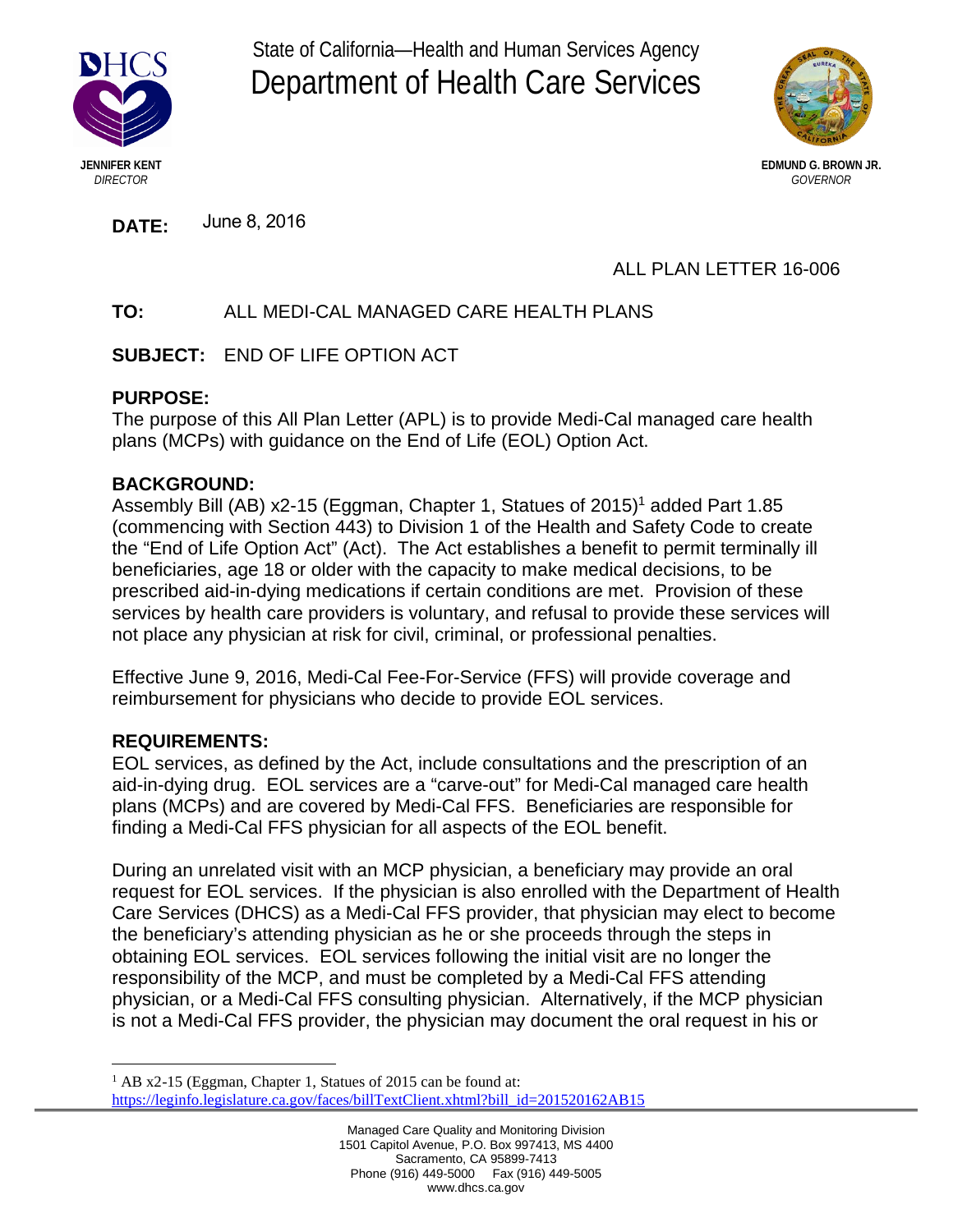State of California—Health and Human Services Agency

# Department of Health Care Services

**JENNIFER KENT**
*DIRECTOR*

**EDMUND G. BROWN JR.**
*GOVERNOR*

**DATE:** June 8, 2016

ALL PLAN LETTER 16-006

**TO:** ALL MEDI-CAL MANAGED CARE HEALTH PLANS

**SUBJECT:** END OF LIFE OPTION ACT

## PURPOSE:

The purpose of this All Plan Letter (APL) is to provide Medi-Cal managed care health plans (MCPs) with guidance on the End of Life (EOL) Option Act.

## BACKGROUND:

Assembly Bill (AB) x2-15 (Eggman, Chapter 1, Statues of 2015)[1] added Part 1.85 (commencing with Section 443) to Division 1 of the Health and Safety Code to create the "End of Life Option Act" (Act). The Act establishes a benefit to permit terminally ill beneficiaries, age 18 or older with the capacity to make medical decisions, to be prescribed aid-in-dying medications if certain conditions are met. Provision of these services by health care providers is voluntary, and refusal to provide these services will not place any physician at risk for civil, criminal, or professional penalties.

Effective June 9, 2016, Medi-Cal Fee-For-Service (FFS) will provide coverage and reimbursement for physicians who decide to provide EOL services.

## REQUIREMENTS:

EOL services, as defined by the Act, include consultations and the prescription of an aid-in-dying drug. EOL services are a "carve-out" for Medi-Cal managed care health plans (MCPs) and are covered by Medi-Cal FFS. Beneficiaries are responsible for finding a Medi-Cal FFS physician for all aspects of the EOL benefit.

During an unrelated visit with an MCP physician, a beneficiary may provide an oral request for EOL services. If the physician is also enrolled with the Department of Health Care Services (DHCS) as a Medi-Cal FFS provider, that physician may elect to become the beneficiary's attending physician as he or she proceeds through the steps in obtaining EOL services. EOL services following the initial visit are no longer the responsibility of the MCP, and must be completed by a Medi-Cal FFS attending physician, or a Medi-Cal FFS consulting physician. Alternatively, if the MCP physician is not a Medi-Cal FFS provider, the physician may document the oral request in his or

[1] AB x2-15 (Eggman, Chapter 1, Statues of 2015 can be found at: https://leginfo.legislature.ca.gov/faces/billTextClient.xhtml?bill_id=201520162AB15

Managed Care Quality and Monitoring Division
1501 Capitol Avenue, P.O. Box 997413, MS 4400
Sacramento, CA 95899-7413
Phone (916) 449-5000 Fax (916) 449-5005
www.dhcs.ca.gov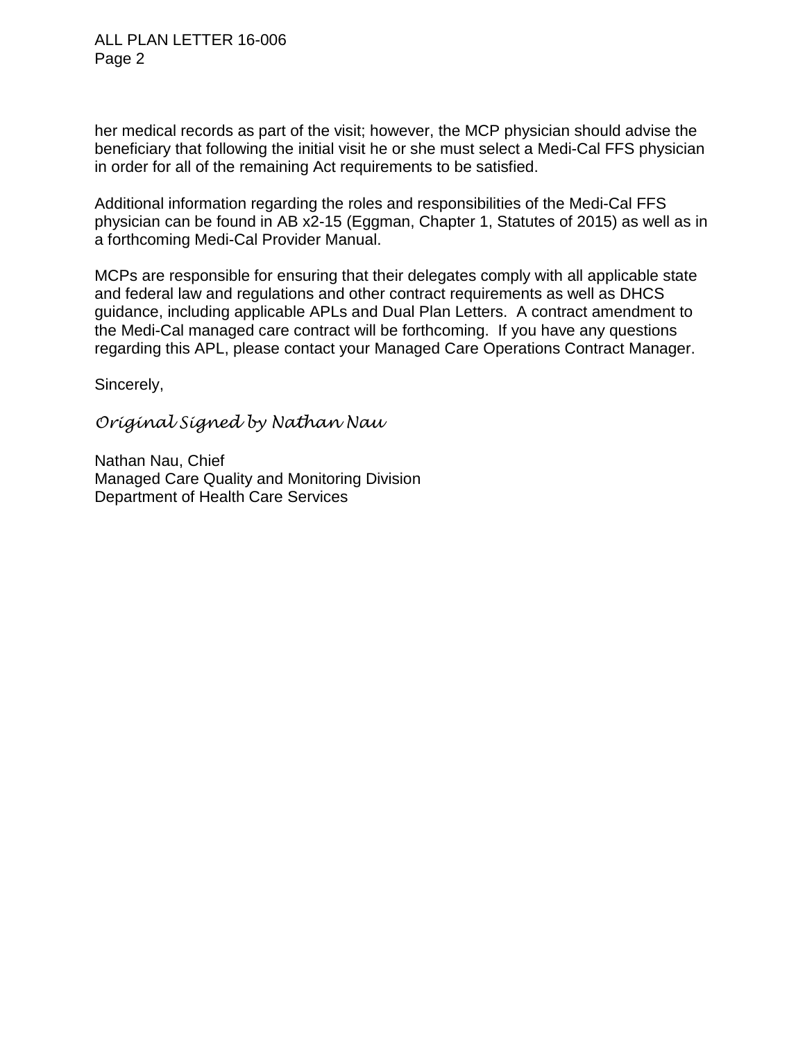her medical records as part of the visit; however, the MCP physician should advise the beneficiary that following the initial visit he or she must select a Medi-Cal FFS physician in order for all of the remaining Act requirements to be satisfied.

Additional information regarding the roles and responsibilities of the Medi-Cal FFS physician can be found in AB x2-15 (Eggman, Chapter 1, Statutes of 2015) as well as in a forthcoming Medi-Cal Provider Manual.

MCPs are responsible for ensuring that their delegates comply with all applicable state and federal law and regulations and other contract requirements as well as DHCS guidance, including applicable APLs and Dual Plan Letters. A contract amendment to the Medi-Cal managed care contract will be forthcoming. If you have any questions regarding this APL, please contact your Managed Care Operations Contract Manager.

Sincerely,

*Original Signed by Nathan Nau*

Nathan Nau, Chief
Managed Care Quality and Monitoring Division
Department of Health Care Services